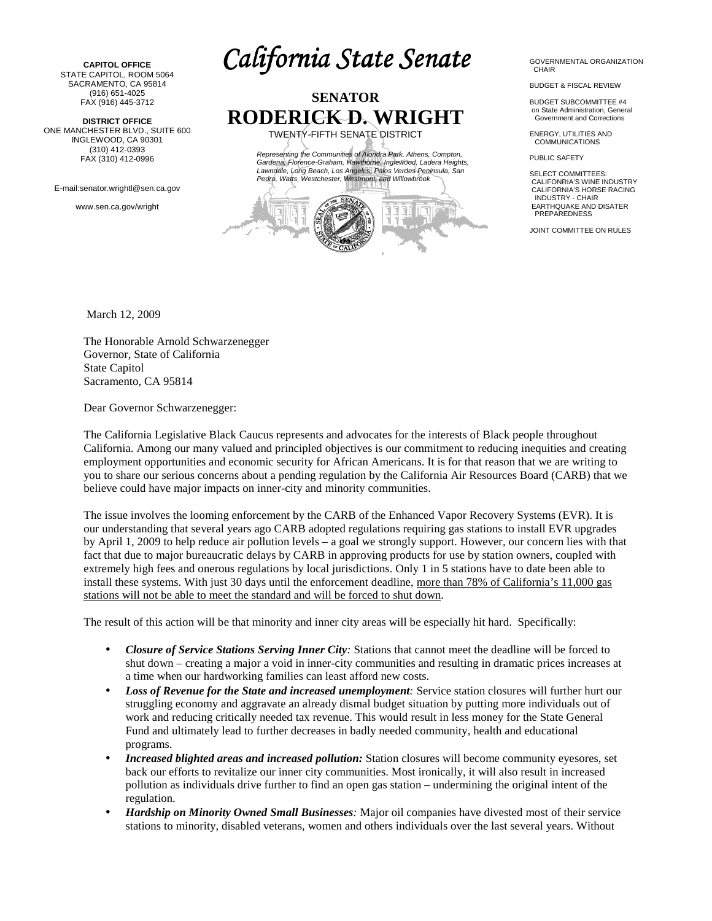**CAPITOL OFFICE**
STATE CAPITOL, ROOM 5064
SACRAMENTO, CA 95814
(916) 651-4025
FAX (916) 445-3712

**DISTRICT OFFICE**
ONE MANCHESTER BLVD., SUITE 600
INGLEWOOD, CA 90301
(310) 412-0393
FAX (310) 412-0996

E-mail:senator.wrightl@sen.ca.gov

www.sen.ca.gov/wright

# California State Senate

## SENATOR
## RODERICK D. WRIGHT

TWENTY-FIFTH SENATE DISTRICT

*Representing the Communities of Alondra Park, Athens, Compton, Gardena, Florence-Graham, Hawthorne, Inglewood, Ladera Heights, Lawndale, Long Beach, Los Angeles, Palos Verdes Peninsula, San Pedro, Watts, Westchester, Westmont, and Willowbrook*

GOVERNMENTAL ORGANIZATION
CHAIR

BUDGET & FISCAL REVIEW

BUDGET SUBCOMMITTEE #4
on State Administration, General Government and Corrections

ENERGY, UTILITIES AND COMMUNICATIONS

PUBLIC SAFETY

SELECT COMMITTEES:
CALIFONRIA'S WINE INDUSTRY
CALIFORNIA'S HORSE RACING INDUSTRY - CHAIR
EARTHQUAKE AND DISATER PREPAREDNESS

JOINT COMMITTEE ON RULES

March 12, 2009

The Honorable Arnold Schwarzenegger
Governor, State of California
State Capitol
Sacramento, CA 95814

Dear Governor Schwarzenegger:

The California Legislative Black Caucus represents and advocates for the interests of Black people throughout California. Among our many valued and principled objectives is our commitment to reducing inequities and creating employment opportunities and economic security for African Americans. It is for that reason that we are writing to you to share our serious concerns about a pending regulation by the California Air Resources Board (CARB) that we believe could have major impacts on inner-city and minority communities.

The issue involves the looming enforcement by the CARB of the Enhanced Vapor Recovery Systems (EVR). It is our understanding that several years ago CARB adopted regulations requiring gas stations to install EVR upgrades by April 1, 2009 to help reduce air pollution levels – a goal we strongly support. However, our concern lies with that fact that due to major bureaucratic delays by CARB in approving products for use by station owners, coupled with extremely high fees and onerous regulations by local jurisdictions. Only 1 in 5 stations have to date been able to install these systems. With just 30 days until the enforcement deadline, <u>more than 78% of California's 11,000 gas stations will not be able to meet the standard and will be forced to shut down</u>.

The result of this action will be that minority and inner city areas will be especially hit hard. Specifically:

- ***Closure of Service Stations Serving Inner City**:* Stations that cannot meet the deadline will be forced to shut down – creating a major a void in inner-city communities and resulting in dramatic prices increases at a time when our hardworking families can least afford new costs.
- ***Loss of Revenue for the State and increased unemployment**:* Service station closures will further hurt our struggling economy and aggravate an already dismal budget situation by putting more individuals out of work and reducing critically needed tax revenue. This would result in less money for the State General Fund and ultimately lead to further decreases in badly needed community, health and educational programs.
- ***Increased blighted areas and increased pollution:*** Station closures will become community eyesores, set back our efforts to revitalize our inner city communities. Most ironically, it will also result in increased pollution as individuals drive further to find an open gas station – undermining the original intent of the regulation.
- ***Hardship on Minority Owned Small Businesses**:* Major oil companies have divested most of their service stations to minority, disabled veterans, women and others individuals over the last several years. Without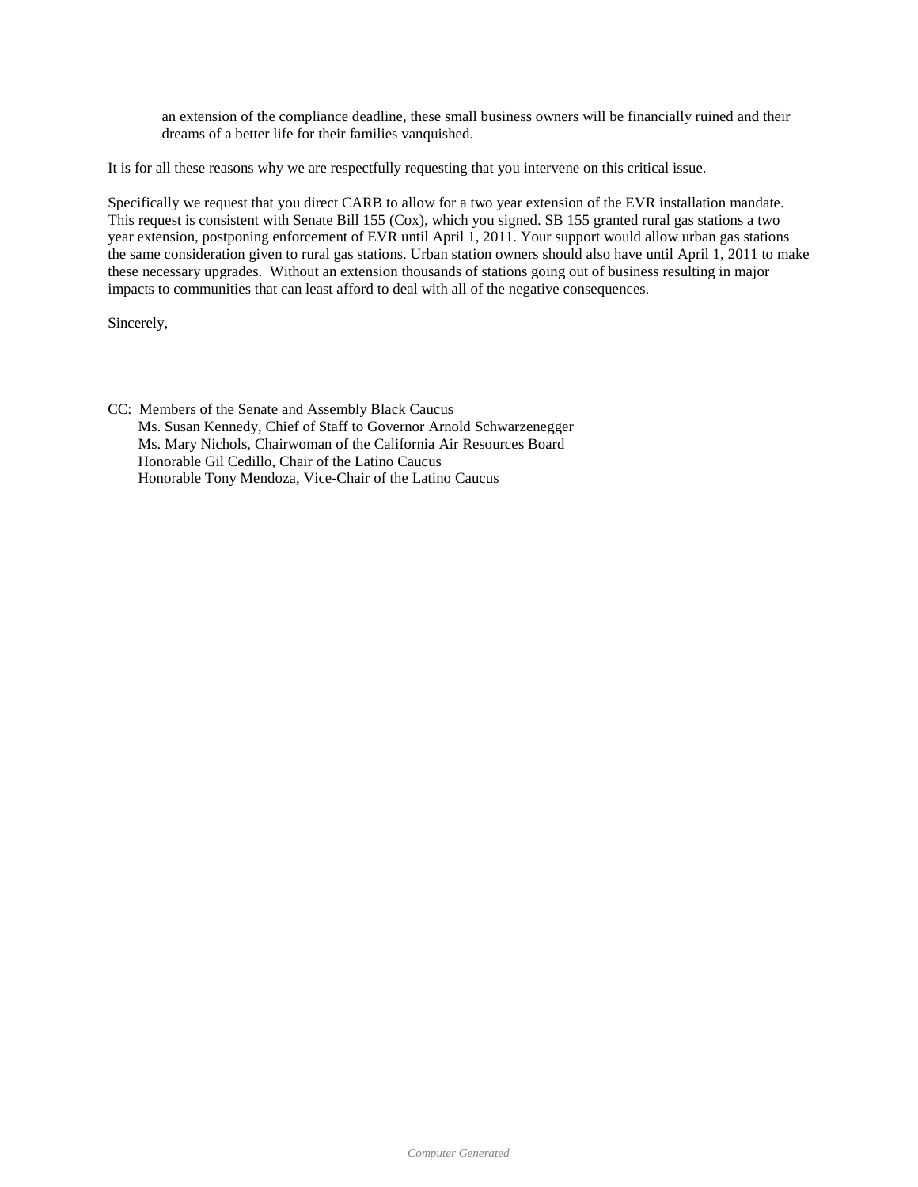an extension of the compliance deadline, these small business owners will be financially ruined and their dreams of a better life for their families vanquished.

It is for all these reasons why we are respectfully requesting that you intervene on this critical issue.

Specifically we request that you direct CARB to allow for a two year extension of the EVR installation mandate. This request is consistent with Senate Bill 155 (Cox), which you signed. SB 155 granted rural gas stations a two year extension, postponing enforcement of EVR until April 1, 2011. Your support would allow urban gas stations the same consideration given to rural gas stations. Urban station owners should also have until April 1, 2011 to make these necessary upgrades. Without an extension thousands of stations going out of business resulting in major impacts to communities that can least afford to deal with all of the negative consequences.

Sincerely,

CC: Members of the Senate and Assembly Black Caucus
Ms. Susan Kennedy, Chief of Staff to Governor Arnold Schwarzenegger
Ms. Mary Nichols, Chairwoman of the California Air Resources Board
Honorable Gil Cedillo, Chair of the Latino Caucus
Honorable Tony Mendoza, Vice-Chair of the Latino Caucus

*Computer Generated*